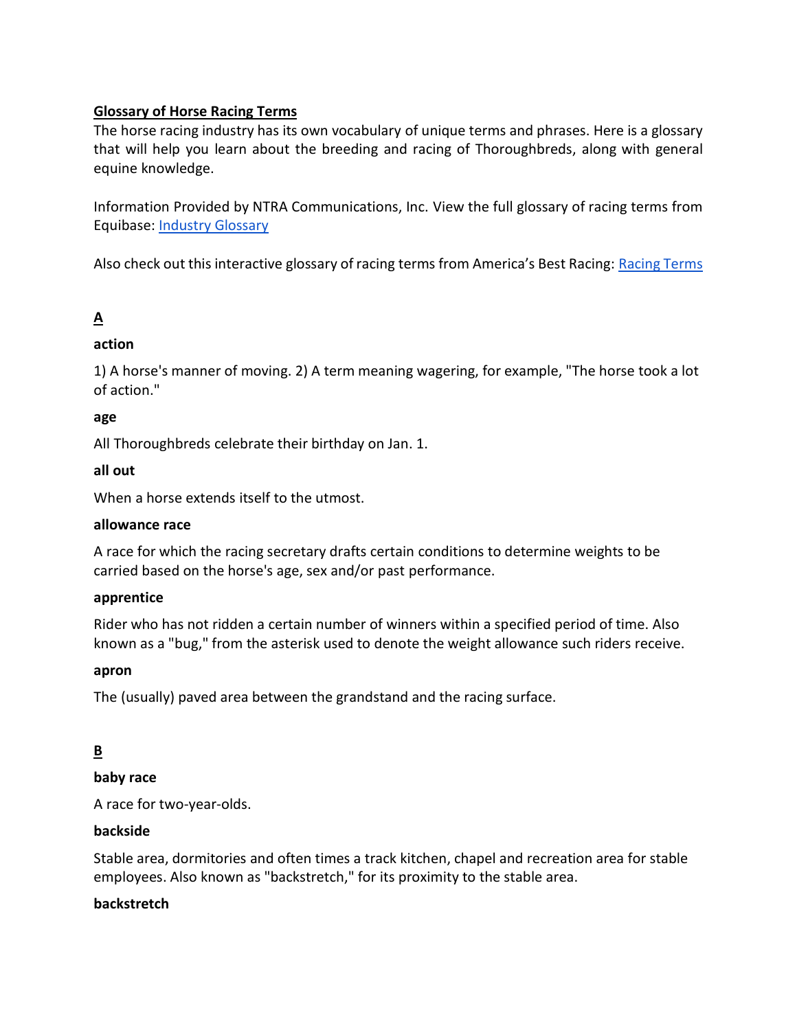# Glossary of Horse Racing Terms

The horse racing industry has its own vocabulary of unique terms and phrases. Here is a glossary that will help you learn about the breeding and racing of Thoroughbreds, along with general equine knowledge.

Information Provided by NTRA Communications, Inc. View the full glossary of racing terms from Equibase: Industry Glossary

Also check out this interactive glossary of racing terms from America's Best Racing: Racing Terms

## A

### action

1) A horse's manner of moving. 2) A term meaning wagering, for example, "The horse took a lot of action."

### age

All Thoroughbreds celebrate their birthday on Jan. 1.

### all out

When a horse extends itself to the utmost.

### allowance race

A race for which the racing secretary drafts certain conditions to determine weights to be carried based on the horse's age, sex and/or past performance.

### apprentice

Rider who has not ridden a certain number of winners within a specified period of time. Also known as a "bug," from the asterisk used to denote the weight allowance such riders receive.

### apron

The (usually) paved area between the grandstand and the racing surface.

## B

### baby race

A race for two-year-olds.

### backside

Stable area, dormitories and often times a track kitchen, chapel and recreation area for stable employees. Also known as "backstretch," for its proximity to the stable area.

### backstretch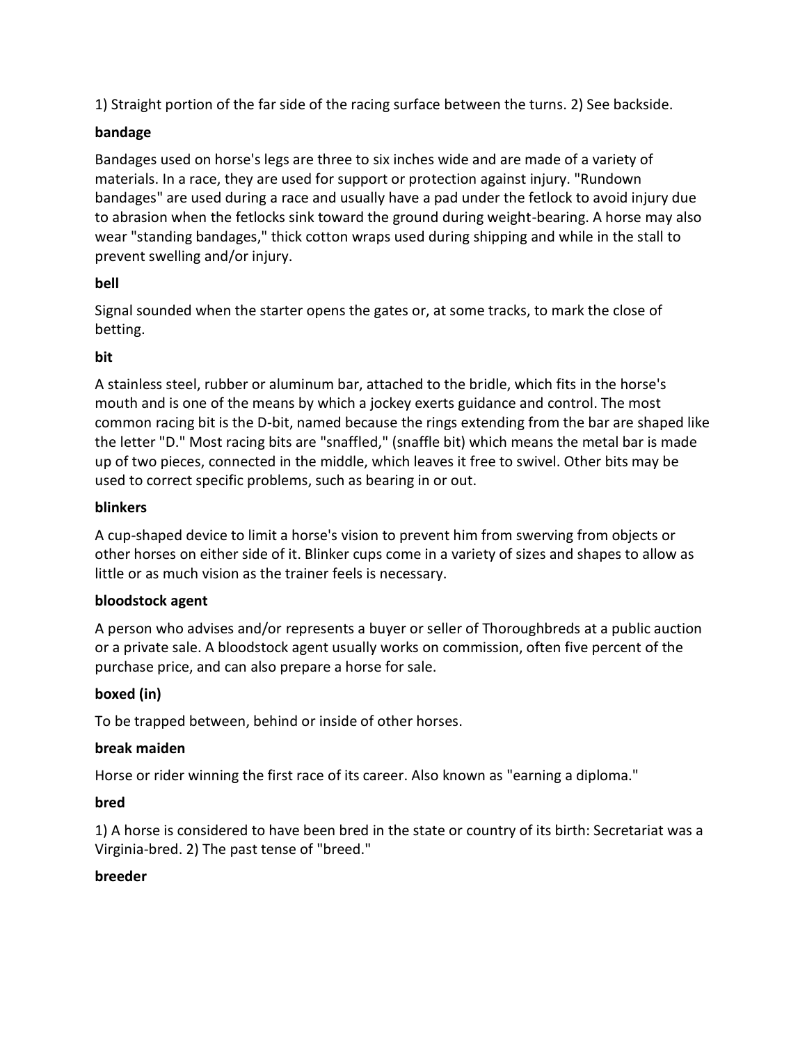1) Straight portion of the far side of the racing surface between the turns. 2) See backside.

**bandage**

Bandages used on horse's legs are three to six inches wide and are made of a variety of materials. In a race, they are used for support or protection against injury. "Rundown bandages" are used during a race and usually have a pad under the fetlock to avoid injury due to abrasion when the fetlocks sink toward the ground during weight-bearing. A horse may also wear "standing bandages," thick cotton wraps used during shipping and while in the stall to prevent swelling and/or injury.

**bell**

Signal sounded when the starter opens the gates or, at some tracks, to mark the close of betting.

**bit**

A stainless steel, rubber or aluminum bar, attached to the bridle, which fits in the horse's mouth and is one of the means by which a jockey exerts guidance and control. The most common racing bit is the D-bit, named because the rings extending from the bar are shaped like the letter "D." Most racing bits are "snaffled," (snaffle bit) which means the metal bar is made up of two pieces, connected in the middle, which leaves it free to swivel. Other bits may be used to correct specific problems, such as bearing in or out.

**blinkers**

A cup-shaped device to limit a horse's vision to prevent him from swerving from objects or other horses on either side of it. Blinker cups come in a variety of sizes and shapes to allow as little or as much vision as the trainer feels is necessary.

**bloodstock agent**

A person who advises and/or represents a buyer or seller of Thoroughbreds at a public auction or a private sale. A bloodstock agent usually works on commission, often five percent of the purchase price, and can also prepare a horse for sale.

**boxed (in)**

To be trapped between, behind or inside of other horses.

**break maiden**

Horse or rider winning the first race of its career. Also known as "earning a diploma."

**bred**

1) A horse is considered to have been bred in the state or country of its birth: Secretariat was a Virginia-bred. 2) The past tense of "breed."

**breeder**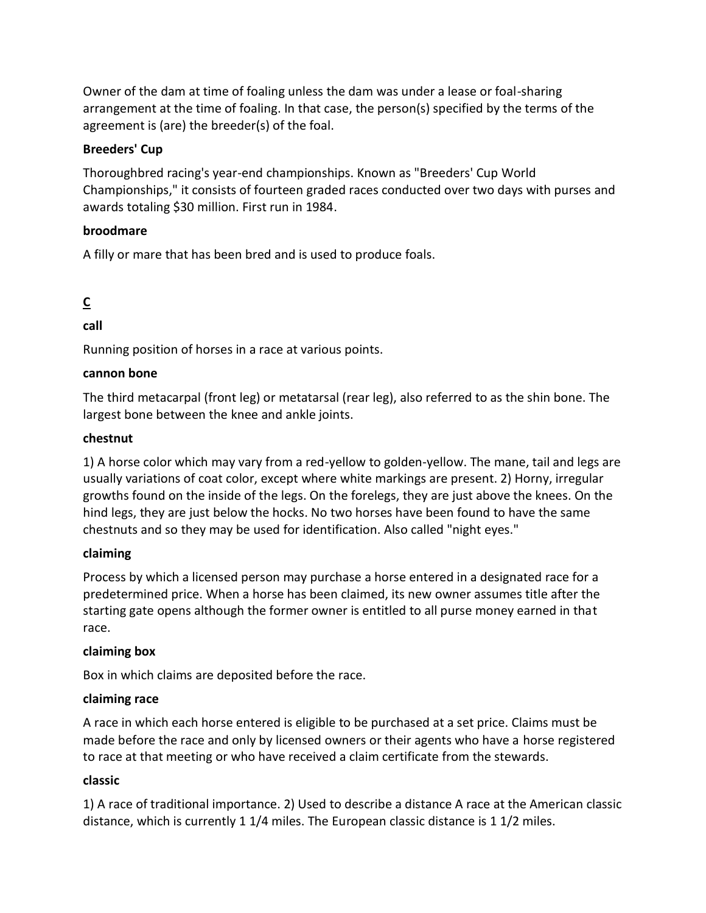Owner of the dam at time of foaling unless the dam was under a lease or foal-sharing arrangement at the time of foaling. In that case, the person(s) specified by the terms of the agreement is (are) the breeder(s) of the foal.

**Breeders' Cup**

Thoroughbred racing's year-end championships. Known as "Breeders' Cup World Championships," it consists of fourteen graded races conducted over two days with purses and awards totaling $30 million. First run in 1984.

**broodmare**

A filly or mare that has been bred and is used to produce foals.

## C

**call**

Running position of horses in a race at various points.

**cannon bone**

The third metacarpal (front leg) or metatarsal (rear leg), also referred to as the shin bone. The largest bone between the knee and ankle joints.

**chestnut**

1) A horse color which may vary from a red-yellow to golden-yellow. The mane, tail and legs are usually variations of coat color, except where white markings are present. 2) Horny, irregular growths found on the inside of the legs. On the forelegs, they are just above the knees. On the hind legs, they are just below the hocks. No two horses have been found to have the same chestnuts and so they may be used for identification. Also called "night eyes."

**claiming**

Process by which a licensed person may purchase a horse entered in a designated race for a predetermined price. When a horse has been claimed, its new owner assumes title after the starting gate opens although the former owner is entitled to all purse money earned in that race.

**claiming box**

Box in which claims are deposited before the race.

**claiming race**

A race in which each horse entered is eligible to be purchased at a set price. Claims must be made before the race and only by licensed owners or their agents who have a horse registered to race at that meeting or who have received a claim certificate from the stewards.

**classic**

1) A race of traditional importance. 2) Used to describe a distance A race at the American classic distance, which is currently 1 1/4 miles. The European classic distance is 1 1/2 miles.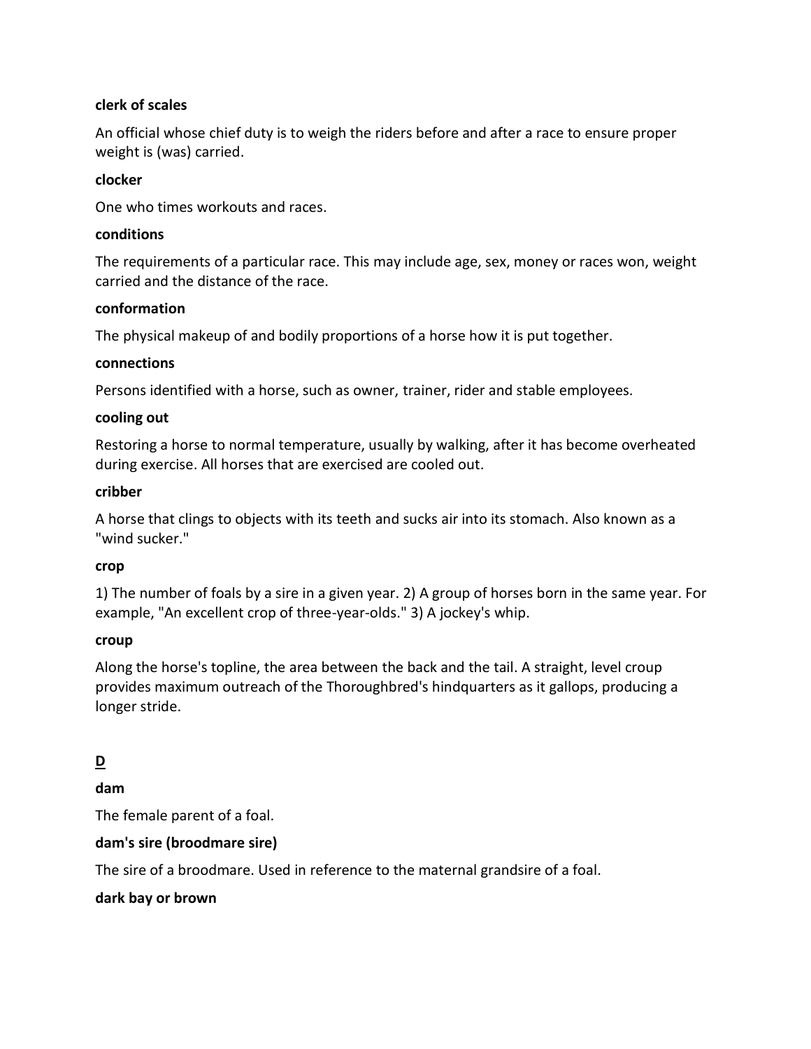**clerk of scales**

An official whose chief duty is to weigh the riders before and after a race to ensure proper weight is (was) carried.

**clocker**

One who times workouts and races.

**conditions**

The requirements of a particular race. This may include age, sex, money or races won, weight carried and the distance of the race.

**conformation**

The physical makeup of and bodily proportions of a horse how it is put together.

**connections**

Persons identified with a horse, such as owner, trainer, rider and stable employees.

**cooling out**

Restoring a horse to normal temperature, usually by walking, after it has become overheated during exercise. All horses that are exercised are cooled out.

**cribber**

A horse that clings to objects with its teeth and sucks air into its stomach. Also known as a "wind sucker."

**crop**

1) The number of foals by a sire in a given year. 2) A group of horses born in the same year. For example, "An excellent crop of three-year-olds." 3) A jockey's whip.

**croup**

Along the horse's topline, the area between the back and the tail. A straight, level croup provides maximum outreach of the Thoroughbred's hindquarters as it gallops, producing a longer stride.

## D

**dam**

The female parent of a foal.

**dam's sire (broodmare sire)**

The sire of a broodmare. Used in reference to the maternal grandsire of a foal.

**dark bay or brown**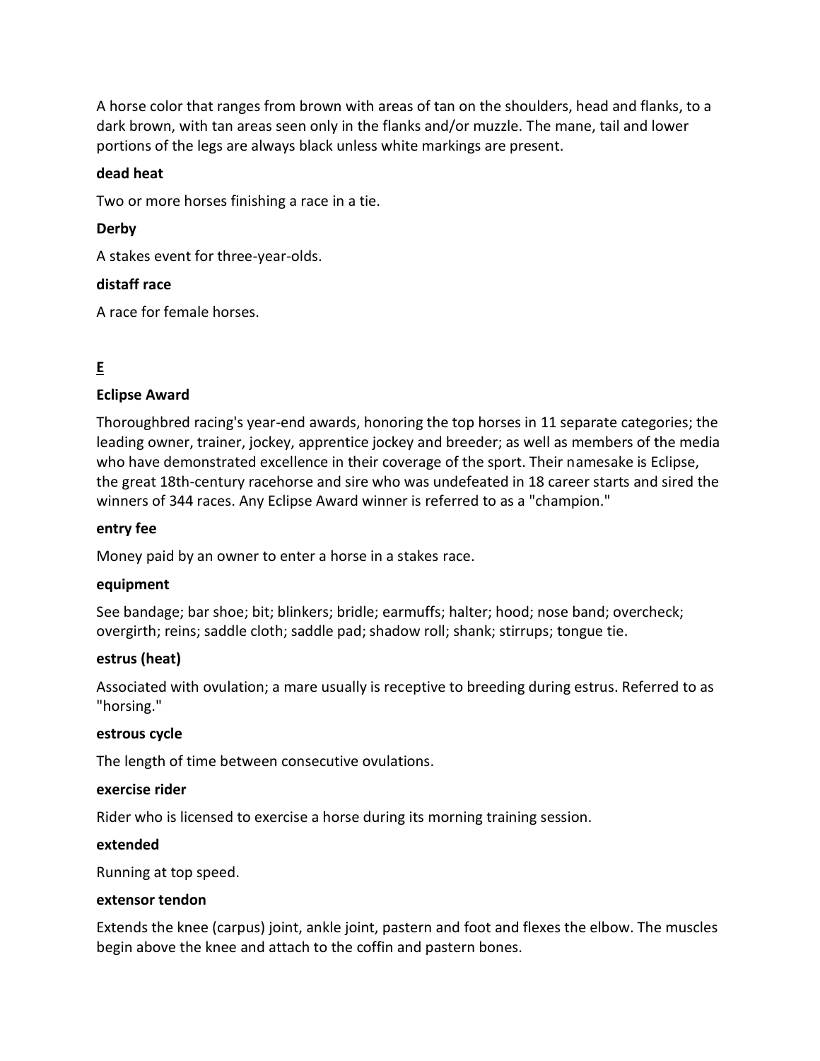A horse color that ranges from brown with areas of tan on the shoulders, head and flanks, to a dark brown, with tan areas seen only in the flanks and/or muzzle. The mane, tail and lower portions of the legs are always black unless white markings are present.

**dead heat**

Two or more horses finishing a race in a tie.

**Derby**

A stakes event for three-year-olds.

**distaff race**

A race for female horses.

## E

**Eclipse Award**

Thoroughbred racing's year-end awards, honoring the top horses in 11 separate categories; the leading owner, trainer, jockey, apprentice jockey and breeder; as well as members of the media who have demonstrated excellence in their coverage of the sport. Their namesake is Eclipse, the great 18th-century racehorse and sire who was undefeated in 18 career starts and sired the winners of 344 races. Any Eclipse Award winner is referred to as a "champion."

**entry fee**

Money paid by an owner to enter a horse in a stakes race.

**equipment**

See bandage; bar shoe; bit; blinkers; bridle; earmuffs; halter; hood; nose band; overcheck; overgirth; reins; saddle cloth; saddle pad; shadow roll; shank; stirrups; tongue tie.

**estrus (heat)**

Associated with ovulation; a mare usually is receptive to breeding during estrus. Referred to as "horsing."

**estrous cycle**

The length of time between consecutive ovulations.

**exercise rider**

Rider who is licensed to exercise a horse during its morning training session.

**extended**

Running at top speed.

**extensor tendon**

Extends the knee (carpus) joint, ankle joint, pastern and foot and flexes the elbow. The muscles begin above the knee and attach to the coffin and pastern bones.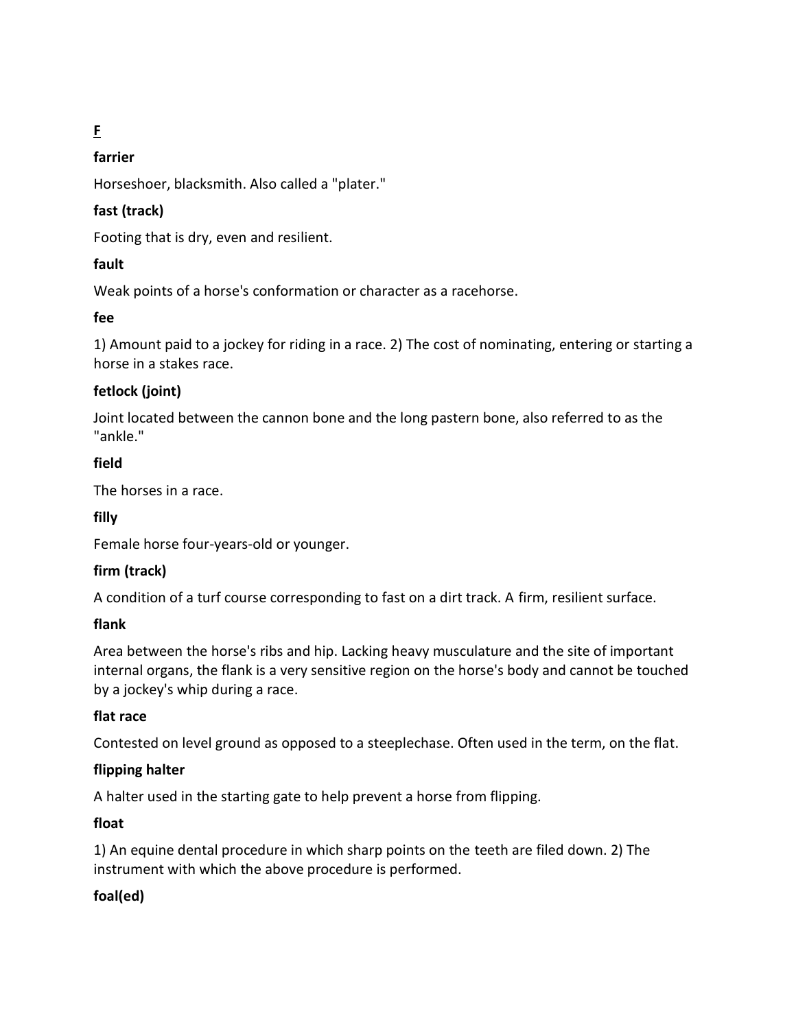## F

**farrier**

Horseshoer, blacksmith. Also called a "plater."

**fast (track)**

Footing that is dry, even and resilient.

**fault**

Weak points of a horse's conformation or character as a racehorse.

**fee**

1) Amount paid to a jockey for riding in a race. 2) The cost of nominating, entering or starting a horse in a stakes race.

**fetlock (joint)**

Joint located between the cannon bone and the long pastern bone, also referred to as the "ankle."

**field**

The horses in a race.

**filly**

Female horse four-years-old or younger.

**firm (track)**

A condition of a turf course corresponding to fast on a dirt track. A firm, resilient surface.

**flank**

Area between the horse's ribs and hip. Lacking heavy musculature and the site of important internal organs, the flank is a very sensitive region on the horse's body and cannot be touched by a jockey's whip during a race.

**flat race**

Contested on level ground as opposed to a steeplechase. Often used in the term, on the flat.

**flipping halter**

A halter used in the starting gate to help prevent a horse from flipping.

**float**

1) An equine dental procedure in which sharp points on the teeth are filed down. 2) The instrument with which the above procedure is performed.

**foal(ed)**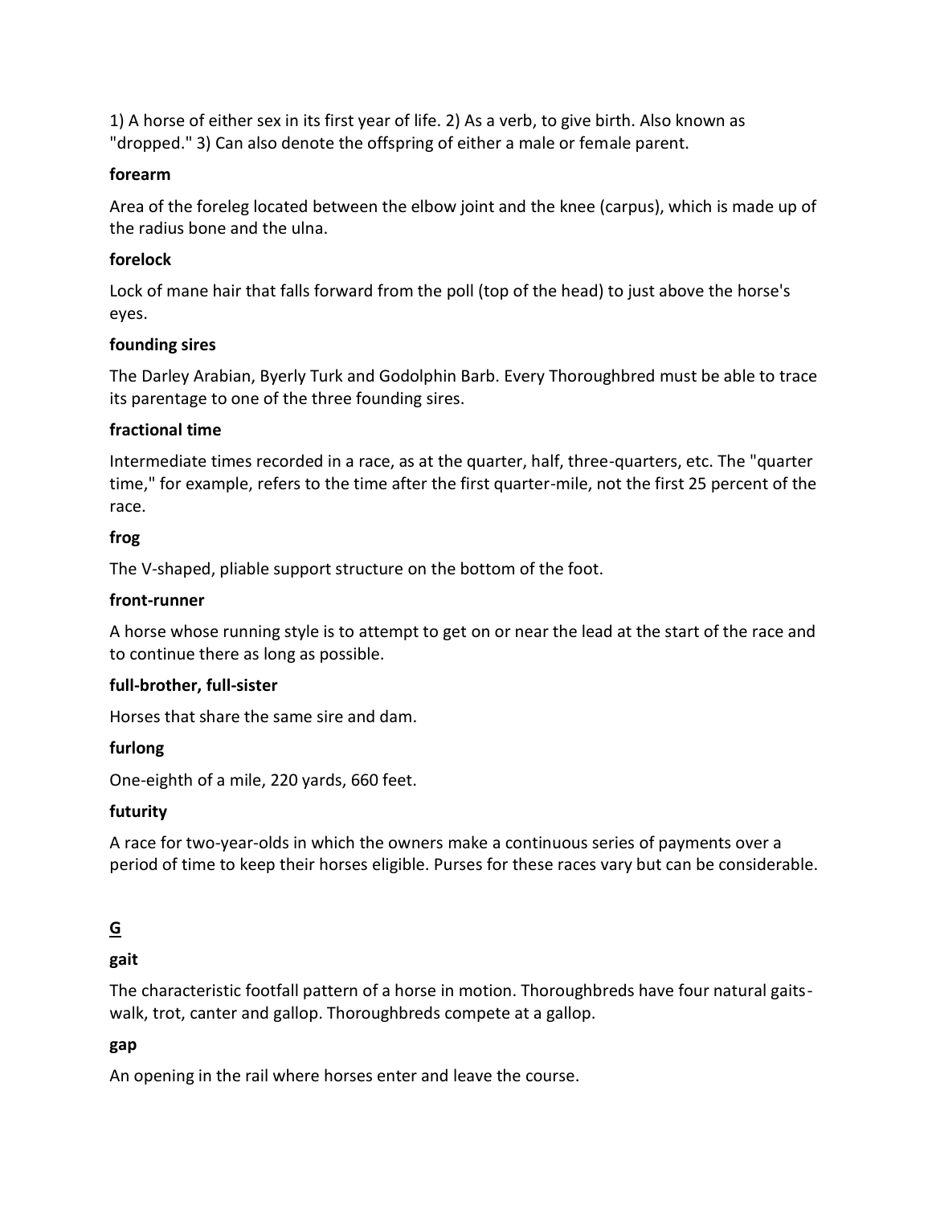1) A horse of either sex in its first year of life. 2) As a verb, to give birth. Also known as "dropped." 3) Can also denote the offspring of either a male or female parent.

**forearm**

Area of the foreleg located between the elbow joint and the knee (carpus), which is made up of the radius bone and the ulna.

**forelock**

Lock of mane hair that falls forward from the poll (top of the head) to just above the horse's eyes.

**founding sires**

The Darley Arabian, Byerly Turk and Godolphin Barb. Every Thoroughbred must be able to trace its parentage to one of the three founding sires.

**fractional time**

Intermediate times recorded in a race, as at the quarter, half, three-quarters, etc. The "quarter time," for example, refers to the time after the first quarter-mile, not the first 25 percent of the race.

**frog**

The V-shaped, pliable support structure on the bottom of the foot.

**front-runner**

A horse whose running style is to attempt to get on or near the lead at the start of the race and to continue there as long as possible.

**full-brother, full-sister**

Horses that share the same sire and dam.

**furlong**

One-eighth of a mile, 220 yards, 660 feet.

**futurity**

A race for two-year-olds in which the owners make a continuous series of payments over a period of time to keep their horses eligible. Purses for these races vary but can be considerable.

## G

**gait**

The characteristic footfall pattern of a horse in motion. Thoroughbreds have four natural gaits-walk, trot, canter and gallop. Thoroughbreds compete at a gallop.

**gap**

An opening in the rail where horses enter and leave the course.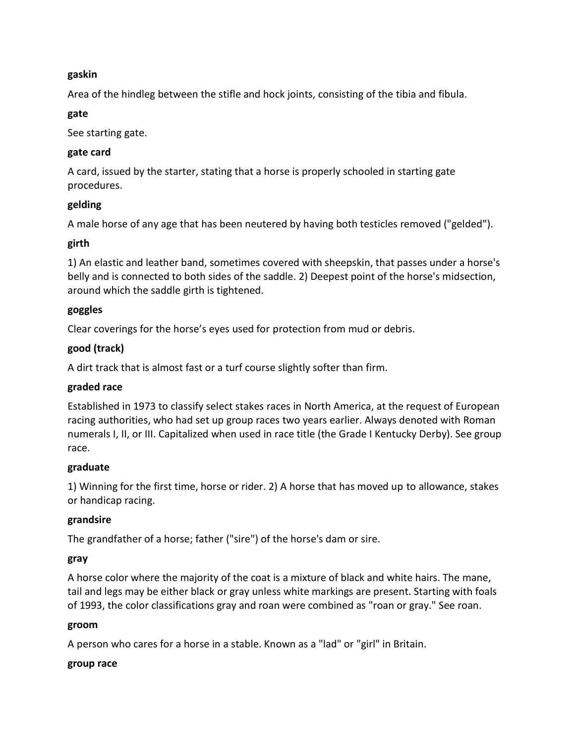**gaskin**

Area of the hindleg between the stifle and hock joints, consisting of the tibia and fibula.

**gate**

See starting gate.

**gate card**

A card, issued by the starter, stating that a horse is properly schooled in starting gate procedures.

**gelding**

A male horse of any age that has been neutered by having both testicles removed ("gelded").

**girth**

1) An elastic and leather band, sometimes covered with sheepskin, that passes under a horse's belly and is connected to both sides of the saddle. 2) Deepest point of the horse's midsection, around which the saddle girth is tightened.

**goggles**

Clear coverings for the horse's eyes used for protection from mud or debris.

**good (track)**

A dirt track that is almost fast or a turf course slightly softer than firm.

**graded race**

Established in 1973 to classify select stakes races in North America, at the request of European racing authorities, who had set up group races two years earlier. Always denoted with Roman numerals I, II, or III. Capitalized when used in race title (the Grade I Kentucky Derby). See group race.

**graduate**

1) Winning for the first time, horse or rider. 2) A horse that has moved up to allowance, stakes or handicap racing.

**grandsire**

The grandfather of a horse; father ("sire") of the horse's dam or sire.

**gray**

A horse color where the majority of the coat is a mixture of black and white hairs. The mane, tail and legs may be either black or gray unless white markings are present. Starting with foals of 1993, the color classifications gray and roan were combined as "roan or gray." See roan.

**groom**

A person who cares for a horse in a stable. Known as a "lad" or "girl" in Britain.

**group race**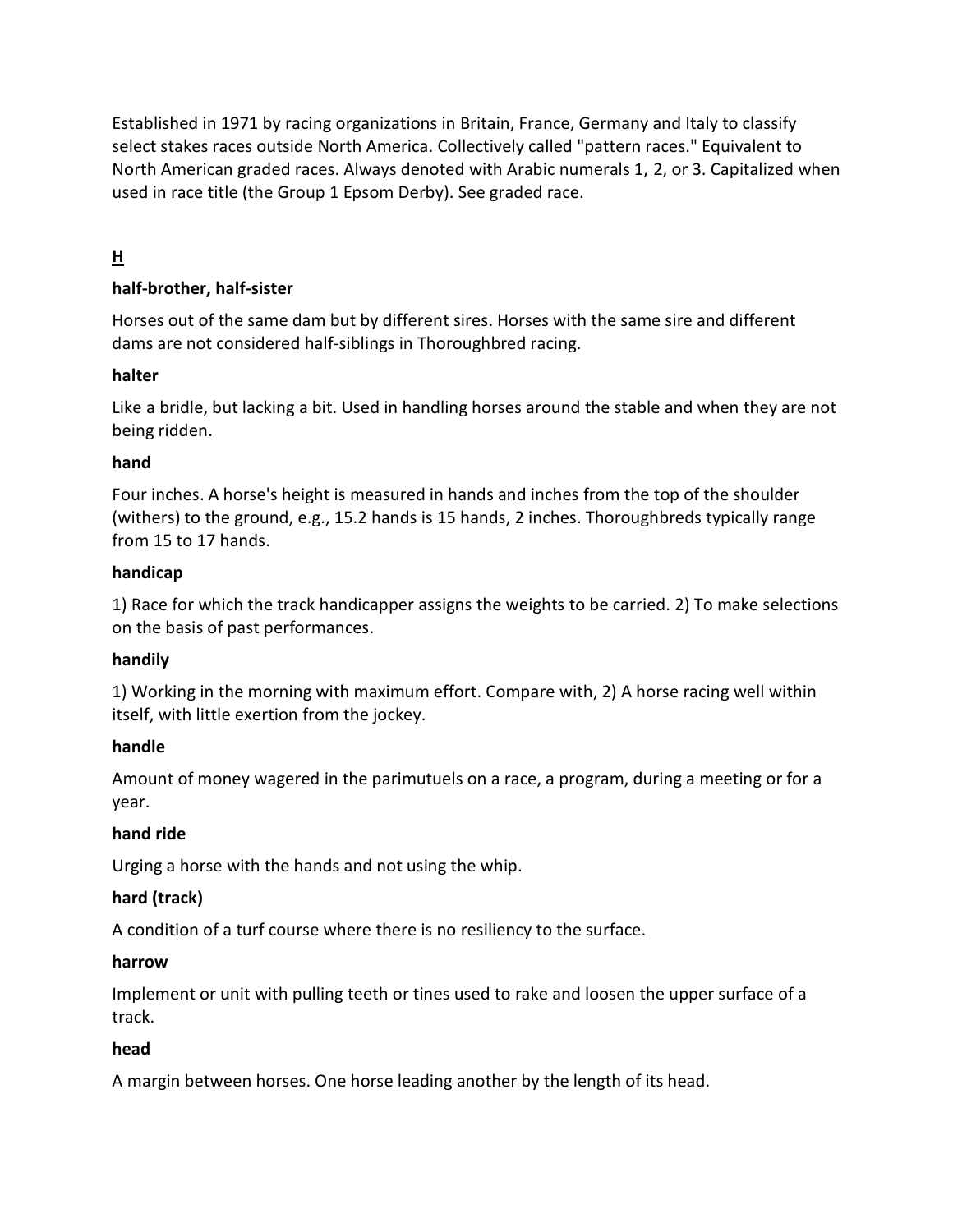Established in 1971 by racing organizations in Britain, France, Germany and Italy to classify select stakes races outside North America. Collectively called "pattern races." Equivalent to North American graded races. Always denoted with Arabic numerals 1, 2, or 3. Capitalized when used in race title (the Group 1 Epsom Derby). See graded race.

## H

### half-brother, half-sister

Horses out of the same dam but by different sires. Horses with the same sire and different dams are not considered half-siblings in Thoroughbred racing.

### halter

Like a bridle, but lacking a bit. Used in handling horses around the stable and when they are not being ridden.

### hand

Four inches. A horse's height is measured in hands and inches from the top of the shoulder (withers) to the ground, e.g., 15.2 hands is 15 hands, 2 inches. Thoroughbreds typically range from 15 to 17 hands.

### handicap

1) Race for which the track handicapper assigns the weights to be carried. 2) To make selections on the basis of past performances.

### handily

1) Working in the morning with maximum effort. Compare with, 2) A horse racing well within itself, with little exertion from the jockey.

### handle

Amount of money wagered in the parimutuels on a race, a program, during a meeting or for a year.

### hand ride

Urging a horse with the hands and not using the whip.

### hard (track)

A condition of a turf course where there is no resiliency to the surface.

### harrow

Implement or unit with pulling teeth or tines used to rake and loosen the upper surface of a track.

### head

A margin between horses. One horse leading another by the length of its head.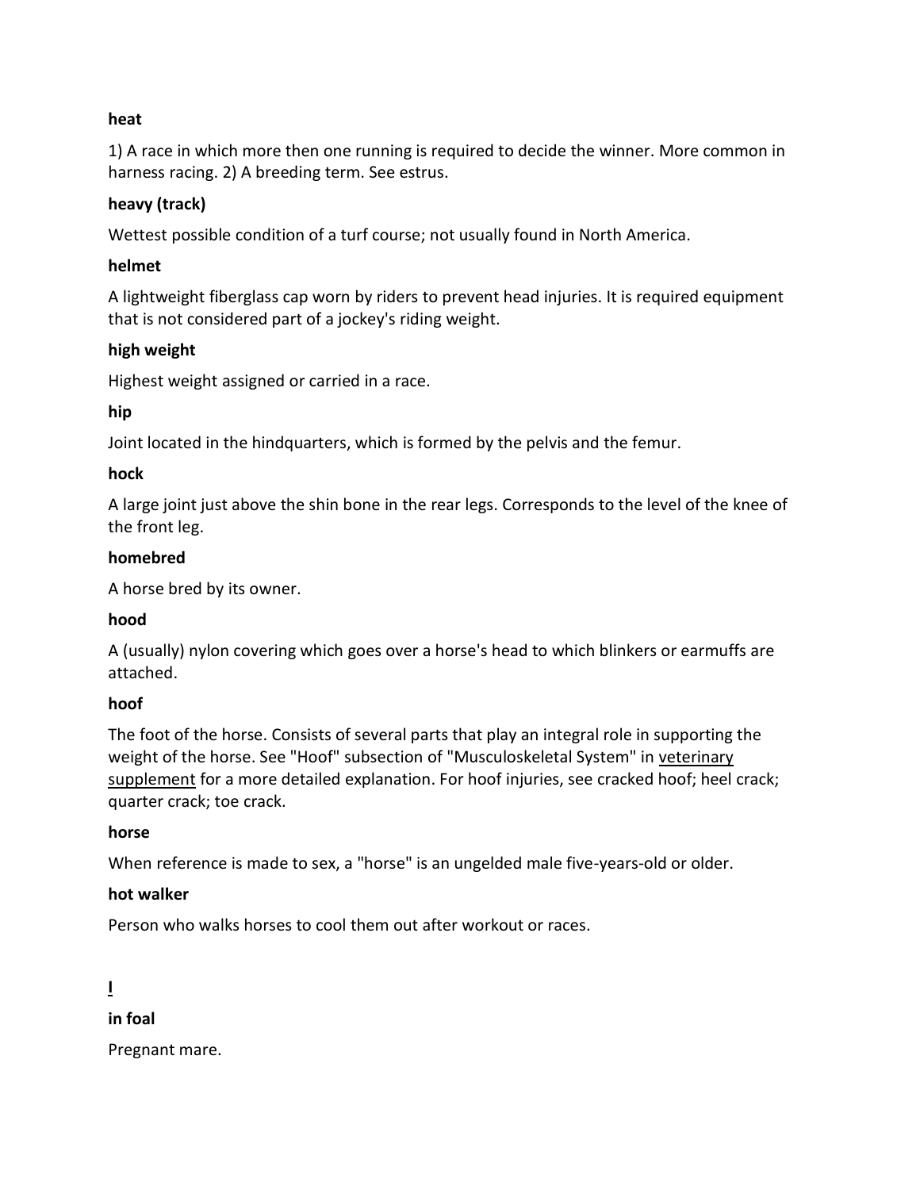**heat**

1) A race in which more then one running is required to decide the winner. More common in harness racing. 2) A breeding term. See estrus.

**heavy (track)**

Wettest possible condition of a turf course; not usually found in North America.

**helmet**

A lightweight fiberglass cap worn by riders to prevent head injuries. It is required equipment that is not considered part of a jockey's riding weight.

**high weight**

Highest weight assigned or carried in a race.

**hip**

Joint located in the hindquarters, which is formed by the pelvis and the femur.

**hock**

A large joint just above the shin bone in the rear legs. Corresponds to the level of the knee of the front leg.

**homebred**

A horse bred by its owner.

**hood**

A (usually) nylon covering which goes over a horse's head to which blinkers or earmuffs are attached.

**hoof**

The foot of the horse. Consists of several parts that play an integral role in supporting the weight of the horse. See "Hoof" subsection of "Musculoskeletal System" in veterinary supplement for a more detailed explanation. For hoof injuries, see cracked hoof; heel crack; quarter crack; toe crack.

**horse**

When reference is made to sex, a "horse" is an ungelded male five-years-old or older.

**hot walker**

Person who walks horses to cool them out after workout or races.

## I

**in foal**

Pregnant mare.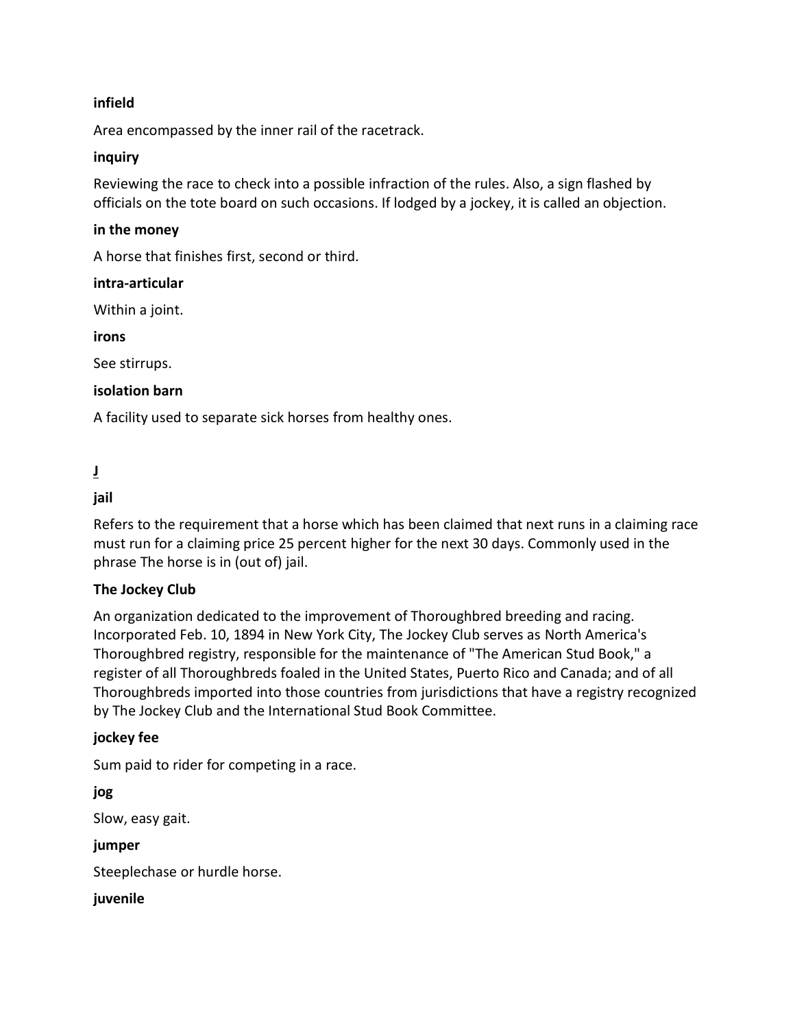**infield**

Area encompassed by the inner rail of the racetrack.

**inquiry**

Reviewing the race to check into a possible infraction of the rules. Also, a sign flashed by officials on the tote board on such occasions. If lodged by a jockey, it is called an objection.

**in the money**

A horse that finishes first, second or third.

**intra-articular**

Within a joint.

**irons**

See stirrups.

**isolation barn**

A facility used to separate sick horses from healthy ones.

## J

**jail**

Refers to the requirement that a horse which has been claimed that next runs in a claiming race must run for a claiming price 25 percent higher for the next 30 days. Commonly used in the phrase The horse is in (out of) jail.

**The Jockey Club**

An organization dedicated to the improvement of Thoroughbred breeding and racing. Incorporated Feb. 10, 1894 in New York City, The Jockey Club serves as North America's Thoroughbred registry, responsible for the maintenance of "The American Stud Book," a register of all Thoroughbreds foaled in the United States, Puerto Rico and Canada; and of all Thoroughbreds imported into those countries from jurisdictions that have a registry recognized by The Jockey Club and the International Stud Book Committee.

**jockey fee**

Sum paid to rider for competing in a race.

**jog**

Slow, easy gait.

**jumper**

Steeplechase or hurdle horse.

**juvenile**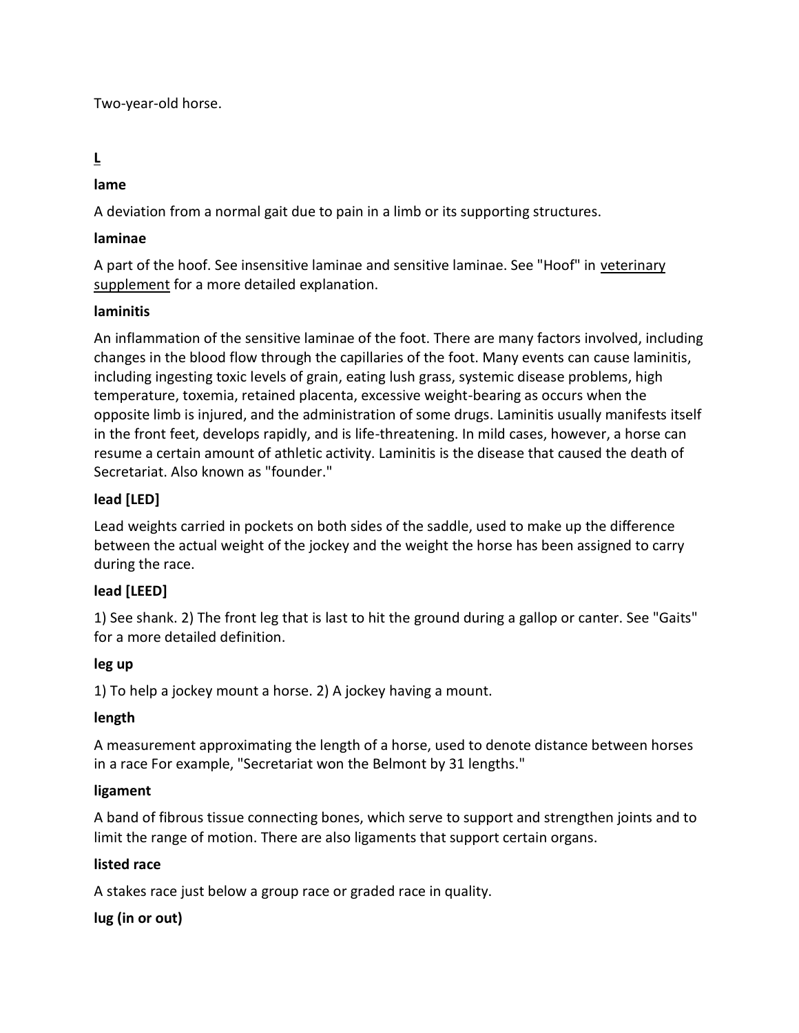Two-year-old horse.

## L

**lame**

A deviation from a normal gait due to pain in a limb or its supporting structures.

**laminae**

A part of the hoof. See insensitive laminae and sensitive laminae. See "Hoof" in veterinary supplement for a more detailed explanation.

**laminitis**

An inflammation of the sensitive laminae of the foot. There are many factors involved, including changes in the blood flow through the capillaries of the foot. Many events can cause laminitis, including ingesting toxic levels of grain, eating lush grass, systemic disease problems, high temperature, toxemia, retained placenta, excessive weight-bearing as occurs when the opposite limb is injured, and the administration of some drugs. Laminitis usually manifests itself in the front feet, develops rapidly, and is life-threatening. In mild cases, however, a horse can resume a certain amount of athletic activity. Laminitis is the disease that caused the death of Secretariat. Also known as "founder."

**lead [LED]**

Lead weights carried in pockets on both sides of the saddle, used to make up the difference between the actual weight of the jockey and the weight the horse has been assigned to carry during the race.

**lead [LEED]**

1) See shank. 2) The front leg that is last to hit the ground during a gallop or canter. See "Gaits" for a more detailed definition.

**leg up**

1) To help a jockey mount a horse. 2) A jockey having a mount.

**length**

A measurement approximating the length of a horse, used to denote distance between horses in a race For example, "Secretariat won the Belmont by 31 lengths."

**ligament**

A band of fibrous tissue connecting bones, which serve to support and strengthen joints and to limit the range of motion. There are also ligaments that support certain organs.

**listed race**

A stakes race just below a group race or graded race in quality.

**lug (in or out)**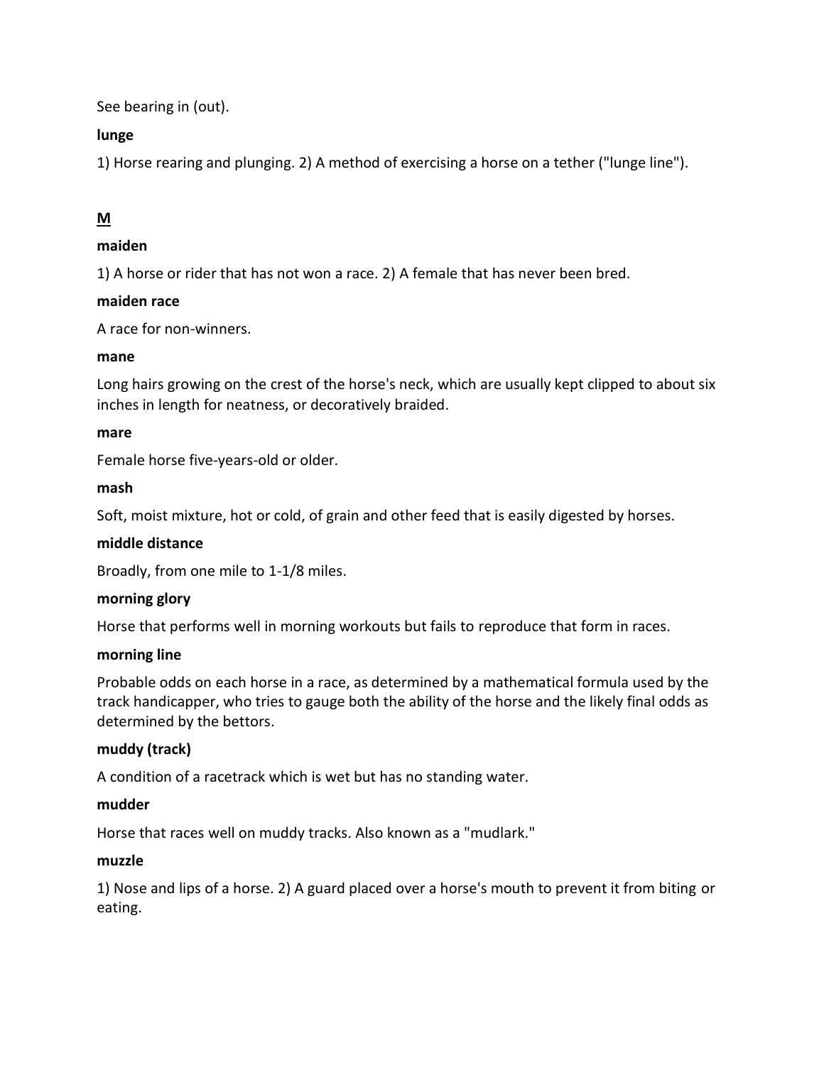See bearing in (out).

**lunge**

1) Horse rearing and plunging. 2) A method of exercising a horse on a tether ("lunge line").

## M

**maiden**

1) A horse or rider that has not won a race. 2) A female that has never been bred.

**maiden race**

A race for non-winners.

**mane**

Long hairs growing on the crest of the horse's neck, which are usually kept clipped to about six inches in length for neatness, or decoratively braided.

**mare**

Female horse five-years-old or older.

**mash**

Soft, moist mixture, hot or cold, of grain and other feed that is easily digested by horses.

**middle distance**

Broadly, from one mile to 1-1/8 miles.

**morning glory**

Horse that performs well in morning workouts but fails to reproduce that form in races.

**morning line**

Probable odds on each horse in a race, as determined by a mathematical formula used by the track handicapper, who tries to gauge both the ability of the horse and the likely final odds as determined by the bettors.

**muddy (track)**

A condition of a racetrack which is wet but has no standing water.

**mudder**

Horse that races well on muddy tracks. Also known as a "mudlark."

**muzzle**

1) Nose and lips of a horse. 2) A guard placed over a horse's mouth to prevent it from biting or eating.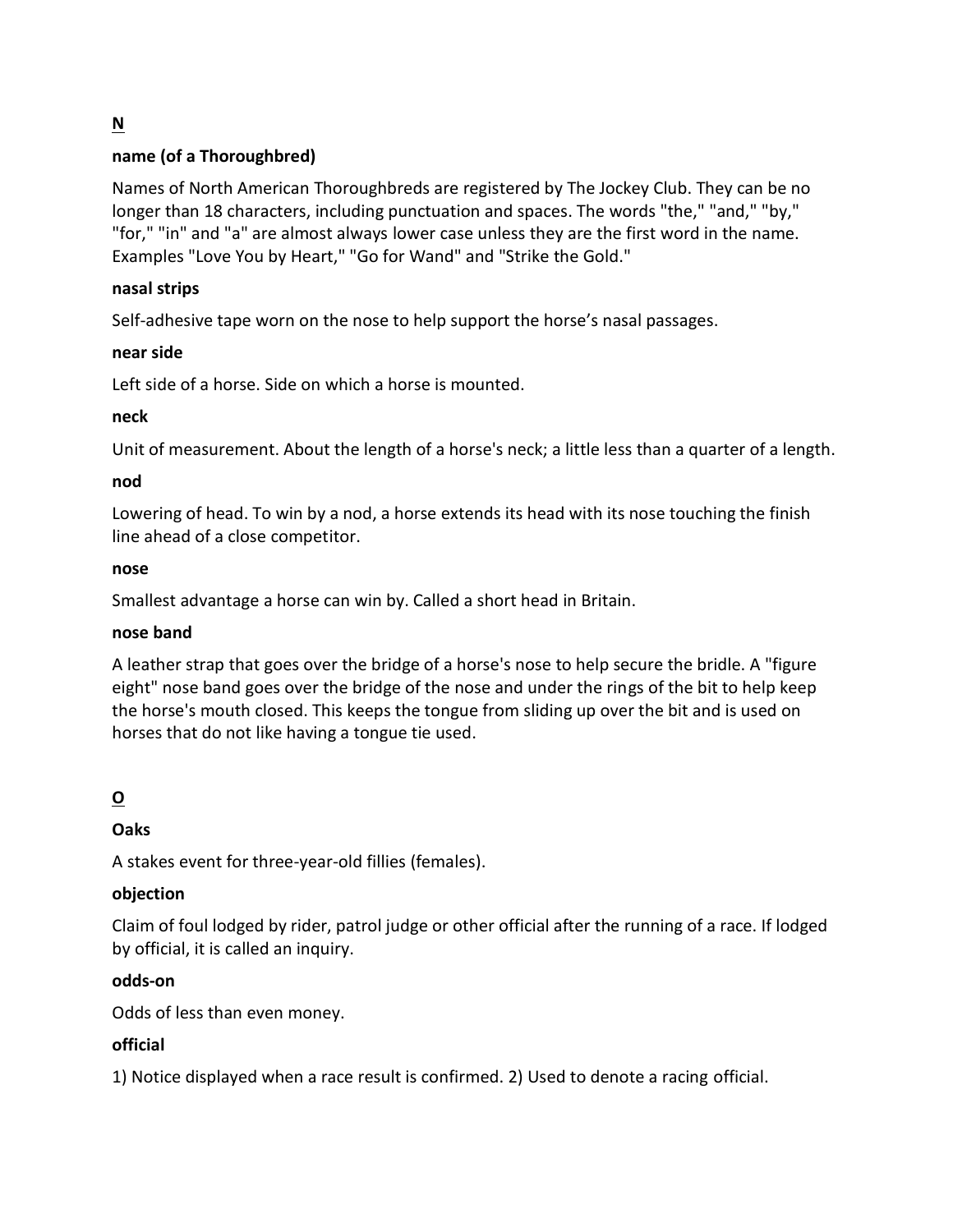## N

### name (of a Thoroughbred)

Names of North American Thoroughbreds are registered by The Jockey Club. They can be no longer than 18 characters, including punctuation and spaces. The words "the," "and," "by," "for," "in" and "a" are almost always lower case unless they are the first word in the name. Examples "Love You by Heart," "Go for Wand" and "Strike the Gold."

### nasal strips

Self-adhesive tape worn on the nose to help support the horse's nasal passages.

### near side

Left side of a horse. Side on which a horse is mounted.

### neck

Unit of measurement. About the length of a horse's neck; a little less than a quarter of a length.

### nod

Lowering of head. To win by a nod, a horse extends its head with its nose touching the finish line ahead of a close competitor.

### nose

Smallest advantage a horse can win by. Called a short head in Britain.

### nose band

A leather strap that goes over the bridge of a horse's nose to help secure the bridle. A "figure eight" nose band goes over the bridge of the nose and under the rings of the bit to help keep the horse's mouth closed. This keeps the tongue from sliding up over the bit and is used on horses that do not like having a tongue tie used.

## O

### Oaks

A stakes event for three-year-old fillies (females).

### objection

Claim of foul lodged by rider, patrol judge or other official after the running of a race. If lodged by official, it is called an inquiry.

### odds-on

Odds of less than even money.

### official

1) Notice displayed when a race result is confirmed. 2) Used to denote a racing official.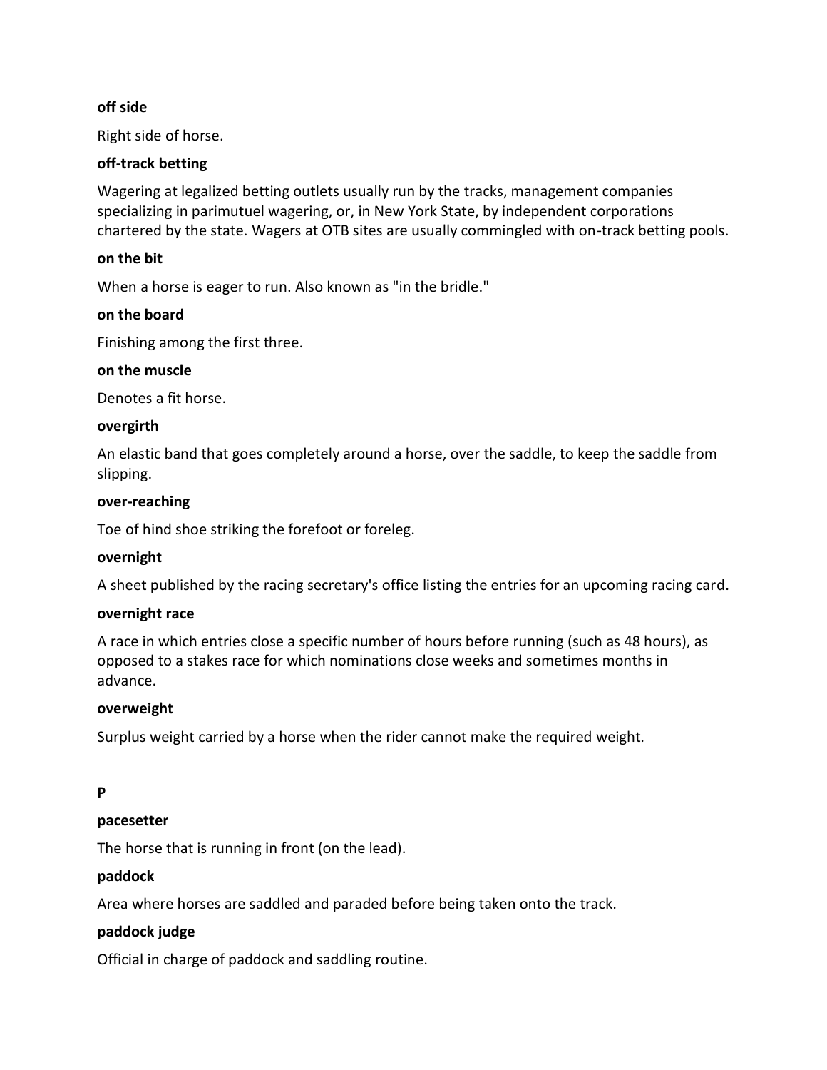**off side**

Right side of horse.

**off-track betting**

Wagering at legalized betting outlets usually run by the tracks, management companies specializing in parimutuel wagering, or, in New York State, by independent corporations chartered by the state. Wagers at OTB sites are usually commingled with on-track betting pools.

**on the bit**

When a horse is eager to run. Also known as "in the bridle."

**on the board**

Finishing among the first three.

**on the muscle**

Denotes a fit horse.

**overgirth**

An elastic band that goes completely around a horse, over the saddle, to keep the saddle from slipping.

**over-reaching**

Toe of hind shoe striking the forefoot or foreleg.

**overnight**

A sheet published by the racing secretary's office listing the entries for an upcoming racing card.

**overnight race**

A race in which entries close a specific number of hours before running (such as 48 hours), as opposed to a stakes race for which nominations close weeks and sometimes months in advance.

**overweight**

Surplus weight carried by a horse when the rider cannot make the required weight.

## P

**pacesetter**

The horse that is running in front (on the lead).

**paddock**

Area where horses are saddled and paraded before being taken onto the track.

**paddock judge**

Official in charge of paddock and saddling routine.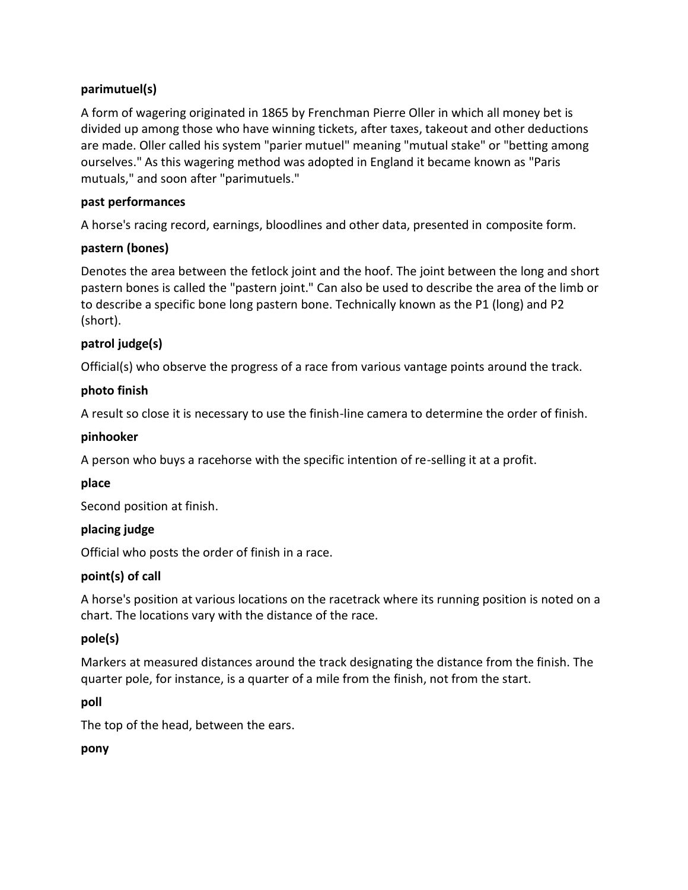**parimutuel(s)**

A form of wagering originated in 1865 by Frenchman Pierre Oller in which all money bet is divided up among those who have winning tickets, after taxes, takeout and other deductions are made. Oller called his system "parier mutuel" meaning "mutual stake" or "betting among ourselves." As this wagering method was adopted in England it became known as "Paris mutuals," and soon after "parimutuels."

**past performances**

A horse's racing record, earnings, bloodlines and other data, presented in composite form.

**pastern (bones)**

Denotes the area between the fetlock joint and the hoof. The joint between the long and short pastern bones is called the "pastern joint." Can also be used to describe the area of the limb or to describe a specific bone long pastern bone. Technically known as the P1 (long) and P2 (short).

**patrol judge(s)**

Official(s) who observe the progress of a race from various vantage points around the track.

**photo finish**

A result so close it is necessary to use the finish-line camera to determine the order of finish.

**pinhooker**

A person who buys a racehorse with the specific intention of re-selling it at a profit.

**place**

Second position at finish.

**placing judge**

Official who posts the order of finish in a race.

**point(s) of call**

A horse's position at various locations on the racetrack where its running position is noted on a chart. The locations vary with the distance of the race.

**pole(s)**

Markers at measured distances around the track designating the distance from the finish. The quarter pole, for instance, is a quarter of a mile from the finish, not from the start.

**poll**

The top of the head, between the ears.

**pony**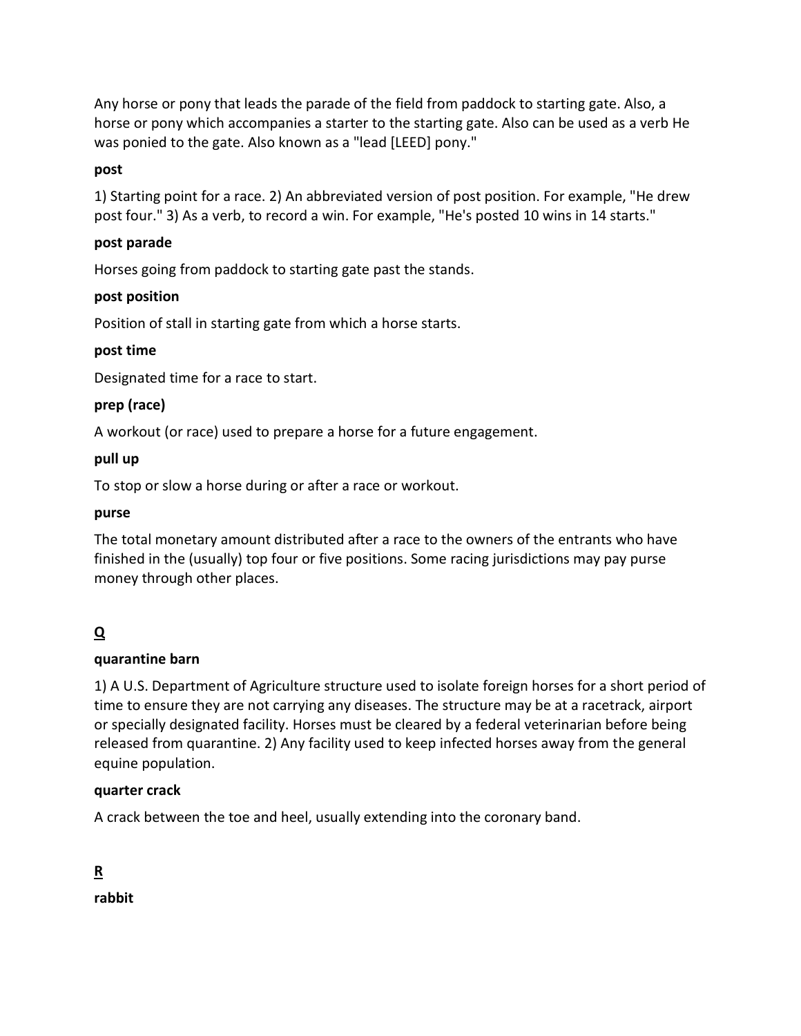Any horse or pony that leads the parade of the field from paddock to starting gate. Also, a horse or pony which accompanies a starter to the starting gate. Also can be used as a verb He was ponied to the gate. Also known as a "lead [LEED] pony."

**post**

1) Starting point for a race. 2) An abbreviated version of post position. For example, "He drew post four." 3) As a verb, to record a win. For example, "He's posted 10 wins in 14 starts."

**post parade**

Horses going from paddock to starting gate past the stands.

**post position**

Position of stall in starting gate from which a horse starts.

**post time**

Designated time for a race to start.

**prep (race)**

A workout (or race) used to prepare a horse for a future engagement.

**pull up**

To stop or slow a horse during or after a race or workout.

**purse**

The total monetary amount distributed after a race to the owners of the entrants who have finished in the (usually) top four or five positions. Some racing jurisdictions may pay purse money through other places.

## Q

**quarantine barn**

1) A U.S. Department of Agriculture structure used to isolate foreign horses for a short period of time to ensure they are not carrying any diseases. The structure may be at a racetrack, airport or specially designated facility. Horses must be cleared by a federal veterinarian before being released from quarantine. 2) Any facility used to keep infected horses away from the general equine population.

**quarter crack**

A crack between the toe and heel, usually extending into the coronary band.

## R

**rabbit**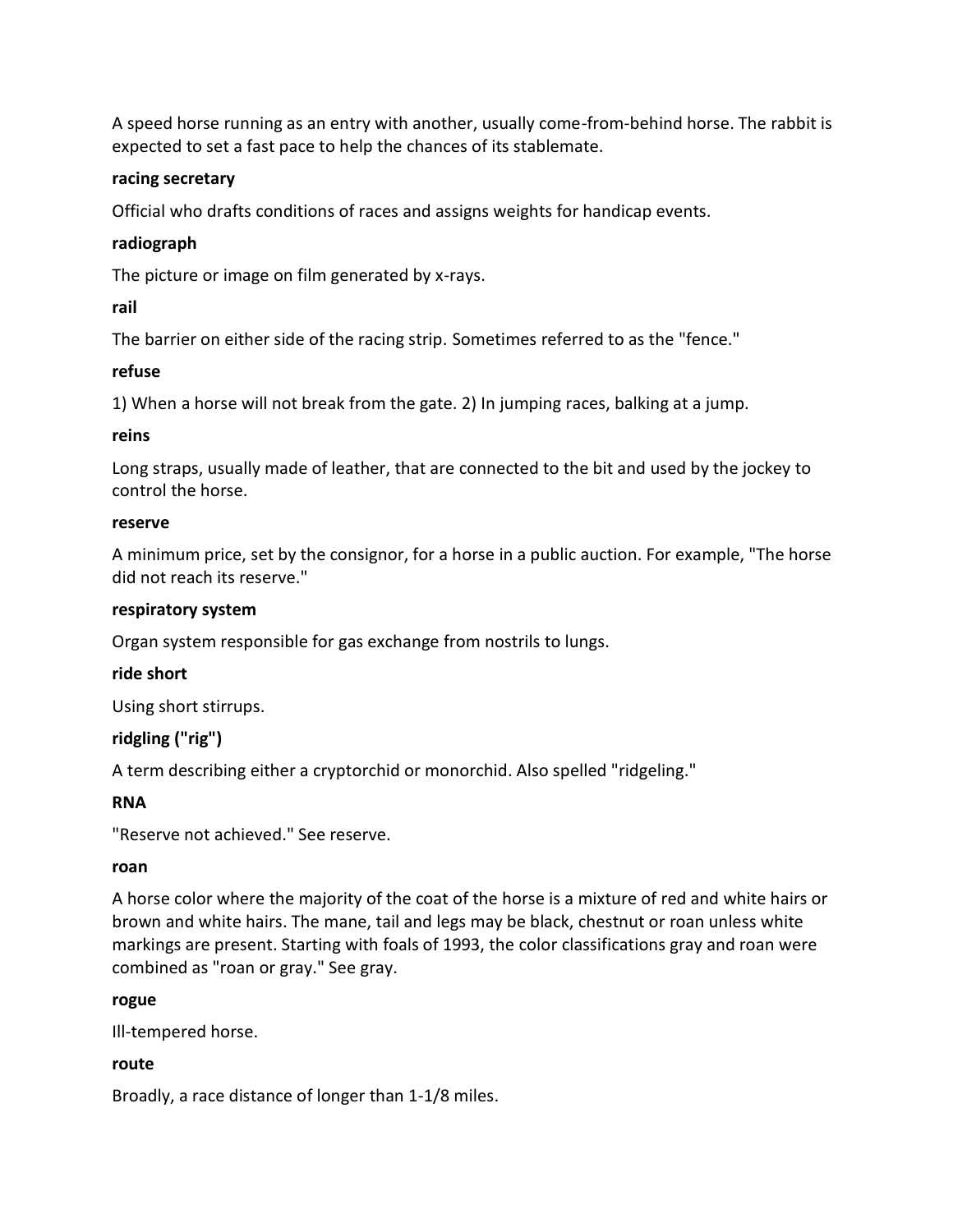A speed horse running as an entry with another, usually come-from-behind horse. The rabbit is expected to set a fast pace to help the chances of its stablemate.

**racing secretary**

Official who drafts conditions of races and assigns weights for handicap events.

**radiograph**

The picture or image on film generated by x-rays.

**rail**

The barrier on either side of the racing strip. Sometimes referred to as the "fence."

**refuse**

1) When a horse will not break from the gate. 2) In jumping races, balking at a jump.

**reins**

Long straps, usually made of leather, that are connected to the bit and used by the jockey to control the horse.

**reserve**

A minimum price, set by the consignor, for a horse in a public auction. For example, "The horse did not reach its reserve."

**respiratory system**

Organ system responsible for gas exchange from nostrils to lungs.

**ride short**

Using short stirrups.

**ridgling ("rig")**

A term describing either a cryptorchid or monorchid. Also spelled "ridgeling."

**RNA**

"Reserve not achieved." See reserve.

**roan**

A horse color where the majority of the coat of the horse is a mixture of red and white hairs or brown and white hairs. The mane, tail and legs may be black, chestnut or roan unless white markings are present. Starting with foals of 1993, the color classifications gray and roan were combined as "roan or gray." See gray.

**rogue**

Ill-tempered horse.

**route**

Broadly, a race distance of longer than 1-1/8 miles.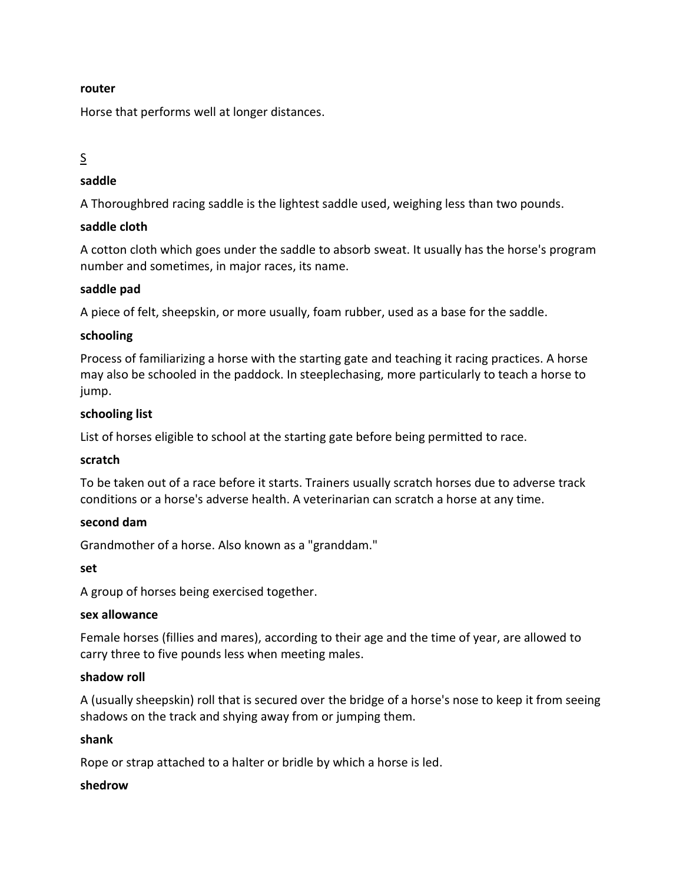**router**

Horse that performs well at longer distances.

S

**saddle**

A Thoroughbred racing saddle is the lightest saddle used, weighing less than two pounds.

**saddle cloth**

A cotton cloth which goes under the saddle to absorb sweat. It usually has the horse's program number and sometimes, in major races, its name.

**saddle pad**

A piece of felt, sheepskin, or more usually, foam rubber, used as a base for the saddle.

**schooling**

Process of familiarizing a horse with the starting gate and teaching it racing practices. A horse may also be schooled in the paddock. In steeplechasing, more particularly to teach a horse to jump.

**schooling list**

List of horses eligible to school at the starting gate before being permitted to race.

**scratch**

To be taken out of a race before it starts. Trainers usually scratch horses due to adverse track conditions or a horse's adverse health. A veterinarian can scratch a horse at any time.

**second dam**

Grandmother of a horse. Also known as a "granddam."

**set**

A group of horses being exercised together.

**sex allowance**

Female horses (fillies and mares), according to their age and the time of year, are allowed to carry three to five pounds less when meeting males.

**shadow roll**

A (usually sheepskin) roll that is secured over the bridge of a horse's nose to keep it from seeing shadows on the track and shying away from or jumping them.

**shank**

Rope or strap attached to a halter or bridle by which a horse is led.

**shedrow**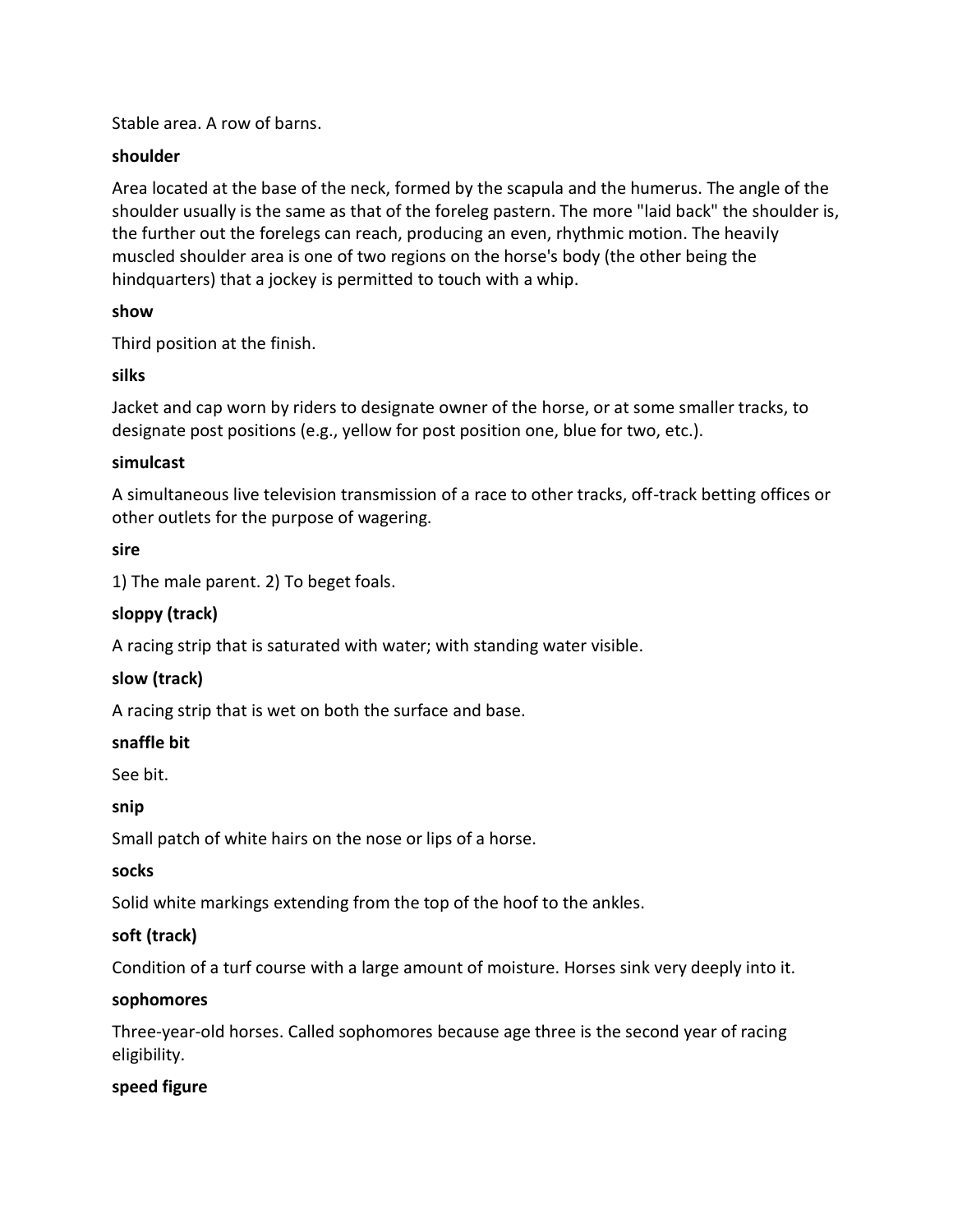Stable area. A row of barns.

**shoulder**

Area located at the base of the neck, formed by the scapula and the humerus. The angle of the shoulder usually is the same as that of the foreleg pastern. The more "laid back" the shoulder is, the further out the forelegs can reach, producing an even, rhythmic motion. The heavily muscled shoulder area is one of two regions on the horse's body (the other being the hindquarters) that a jockey is permitted to touch with a whip.

**show**

Third position at the finish.

**silks**

Jacket and cap worn by riders to designate owner of the horse, or at some smaller tracks, to designate post positions (e.g., yellow for post position one, blue for two, etc.).

**simulcast**

A simultaneous live television transmission of a race to other tracks, off-track betting offices or other outlets for the purpose of wagering.

**sire**

1) The male parent. 2) To beget foals.

**sloppy (track)**

A racing strip that is saturated with water; with standing water visible.

**slow (track)**

A racing strip that is wet on both the surface and base.

**snaffle bit**

See bit.

**snip**

Small patch of white hairs on the nose or lips of a horse.

**socks**

Solid white markings extending from the top of the hoof to the ankles.

**soft (track)**

Condition of a turf course with a large amount of moisture. Horses sink very deeply into it.

**sophomores**

Three-year-old horses. Called sophomores because age three is the second year of racing eligibility.

**speed figure**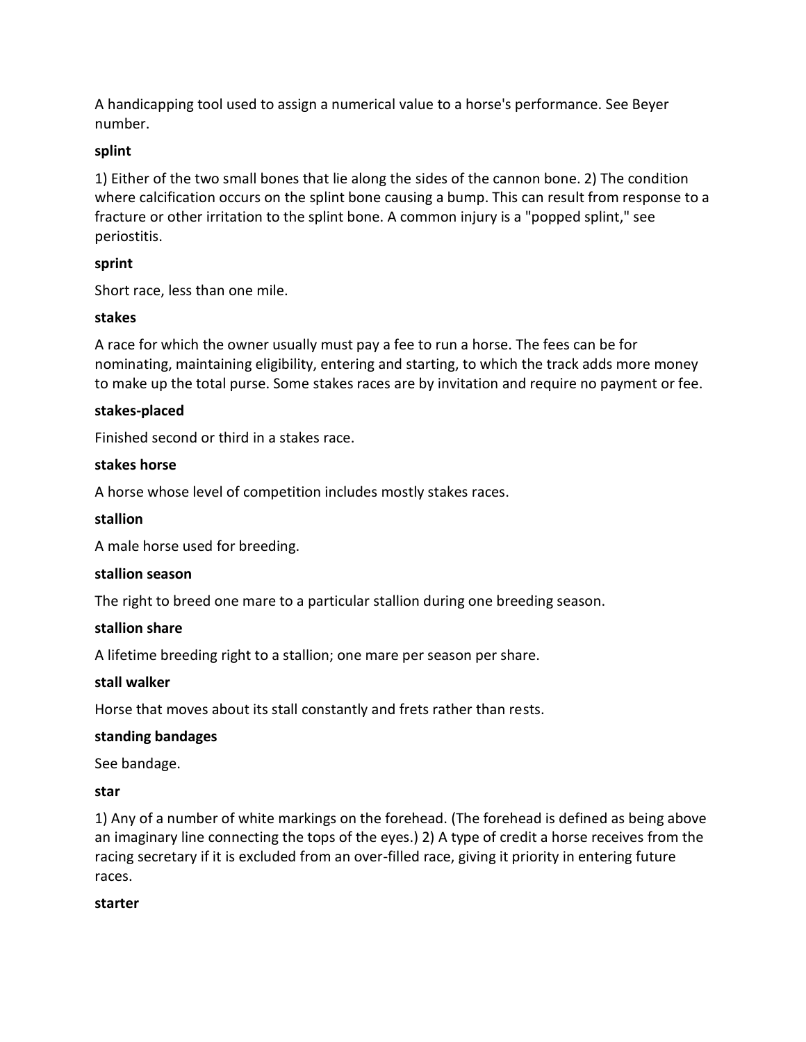A handicapping tool used to assign a numerical value to a horse's performance. See Beyer number.

**splint**

1) Either of the two small bones that lie along the sides of the cannon bone. 2) The condition where calcification occurs on the splint bone causing a bump. This can result from response to a fracture or other irritation to the splint bone. A common injury is a "popped splint," see periostitis.

**sprint**

Short race, less than one mile.

**stakes**

A race for which the owner usually must pay a fee to run a horse. The fees can be for nominating, maintaining eligibility, entering and starting, to which the track adds more money to make up the total purse. Some stakes races are by invitation and require no payment or fee.

**stakes-placed**

Finished second or third in a stakes race.

**stakes horse**

A horse whose level of competition includes mostly stakes races.

**stallion**

A male horse used for breeding.

**stallion season**

The right to breed one mare to a particular stallion during one breeding season.

**stallion share**

A lifetime breeding right to a stallion; one mare per season per share.

**stall walker**

Horse that moves about its stall constantly and frets rather than rests.

**standing bandages**

See bandage.

**star**

1) Any of a number of white markings on the forehead. (The forehead is defined as being above an imaginary line connecting the tops of the eyes.) 2) A type of credit a horse receives from the racing secretary if it is excluded from an over-filled race, giving it priority in entering future races.

**starter**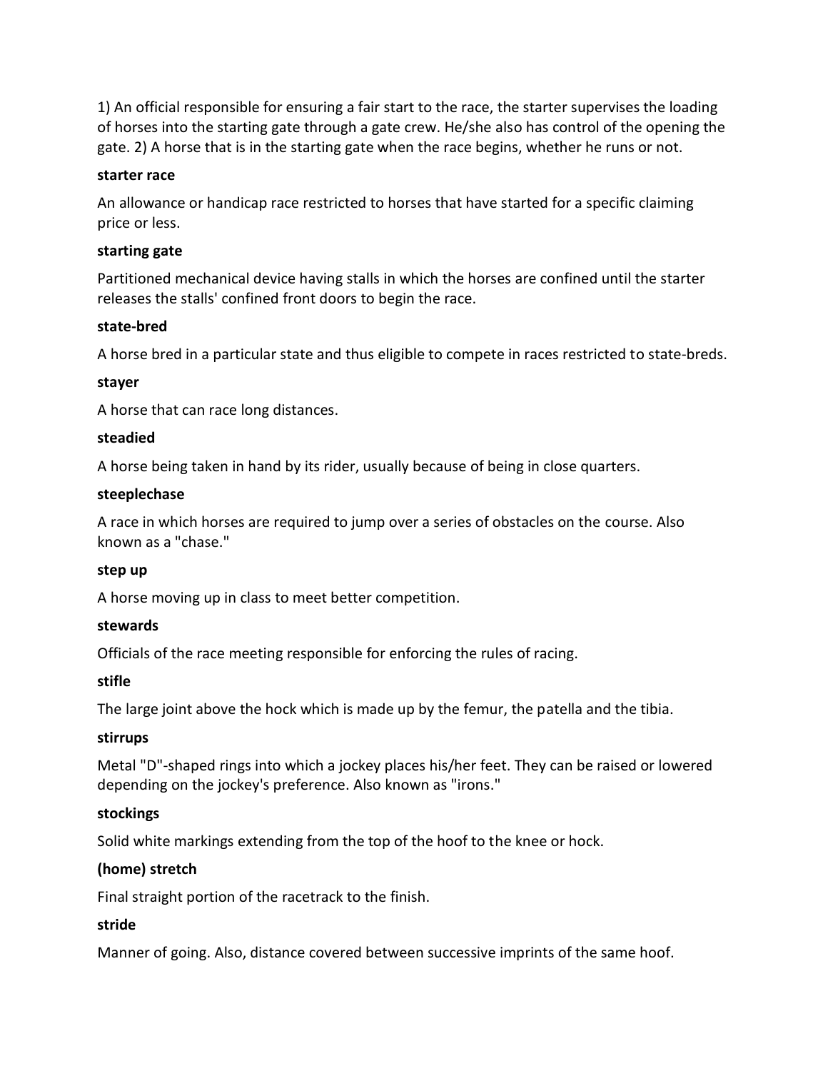1) An official responsible for ensuring a fair start to the race, the starter supervises the loading of horses into the starting gate through a gate crew. He/she also has control of the opening the gate. 2) A horse that is in the starting gate when the race begins, whether he runs or not.

**starter race**

An allowance or handicap race restricted to horses that have started for a specific claiming price or less.

**starting gate**

Partitioned mechanical device having stalls in which the horses are confined until the starter releases the stalls' confined front doors to begin the race.

**state-bred**

A horse bred in a particular state and thus eligible to compete in races restricted to state-breds.

**stayer**

A horse that can race long distances.

**steadied**

A horse being taken in hand by its rider, usually because of being in close quarters.

**steeplechase**

A race in which horses are required to jump over a series of obstacles on the course. Also known as a "chase."

**step up**

A horse moving up in class to meet better competition.

**stewards**

Officials of the race meeting responsible for enforcing the rules of racing.

**stifle**

The large joint above the hock which is made up by the femur, the patella and the tibia.

**stirrups**

Metal "D"-shaped rings into which a jockey places his/her feet. They can be raised or lowered depending on the jockey's preference. Also known as "irons."

**stockings**

Solid white markings extending from the top of the hoof to the knee or hock.

**(home) stretch**

Final straight portion of the racetrack to the finish.

**stride**

Manner of going. Also, distance covered between successive imprints of the same hoof.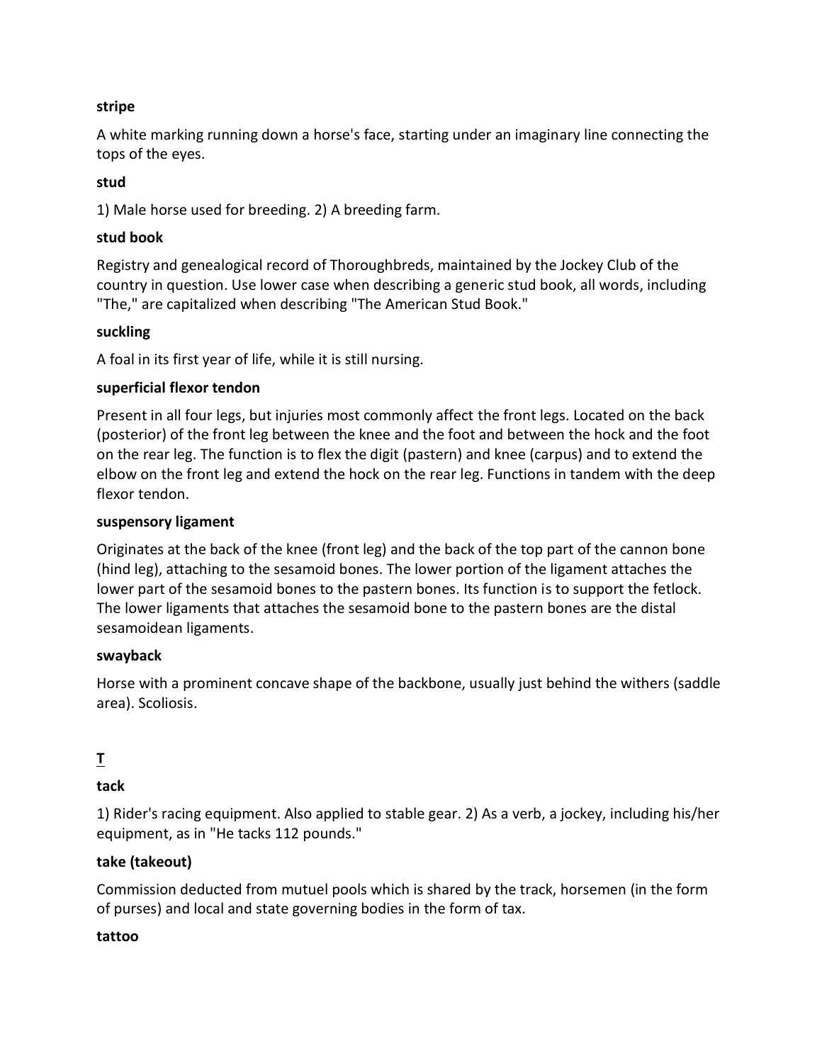**stripe**

A white marking running down a horse's face, starting under an imaginary line connecting the tops of the eyes.

**stud**

1) Male horse used for breeding. 2) A breeding farm.

**stud book**

Registry and genealogical record of Thoroughbreds, maintained by the Jockey Club of the country in question. Use lower case when describing a generic stud book, all words, including "The," are capitalized when describing "The American Stud Book."

**suckling**

A foal in its first year of life, while it is still nursing.

**superficial flexor tendon**

Present in all four legs, but injuries most commonly affect the front legs. Located on the back (posterior) of the front leg between the knee and the foot and between the hock and the foot on the rear leg. The function is to flex the digit (pastern) and knee (carpus) and to extend the elbow on the front leg and extend the hock on the rear leg. Functions in tandem with the deep flexor tendon.

**suspensory ligament**

Originates at the back of the knee (front leg) and the back of the top part of the cannon bone (hind leg), attaching to the sesamoid bones. The lower portion of the ligament attaches the lower part of the sesamoid bones to the pastern bones. Its function is to support the fetlock. The lower ligaments that attaches the sesamoid bone to the pastern bones are the distal sesamoidean ligaments.

**swayback**

Horse with a prominent concave shape of the backbone, usually just behind the withers (saddle area). Scoliosis.

## T

**tack**

1) Rider's racing equipment. Also applied to stable gear. 2) As a verb, a jockey, including his/her equipment, as in "He tacks 112 pounds."

**take (takeout)**

Commission deducted from mutuel pools which is shared by the track, horsemen (in the form of purses) and local and state governing bodies in the form of tax.

**tattoo**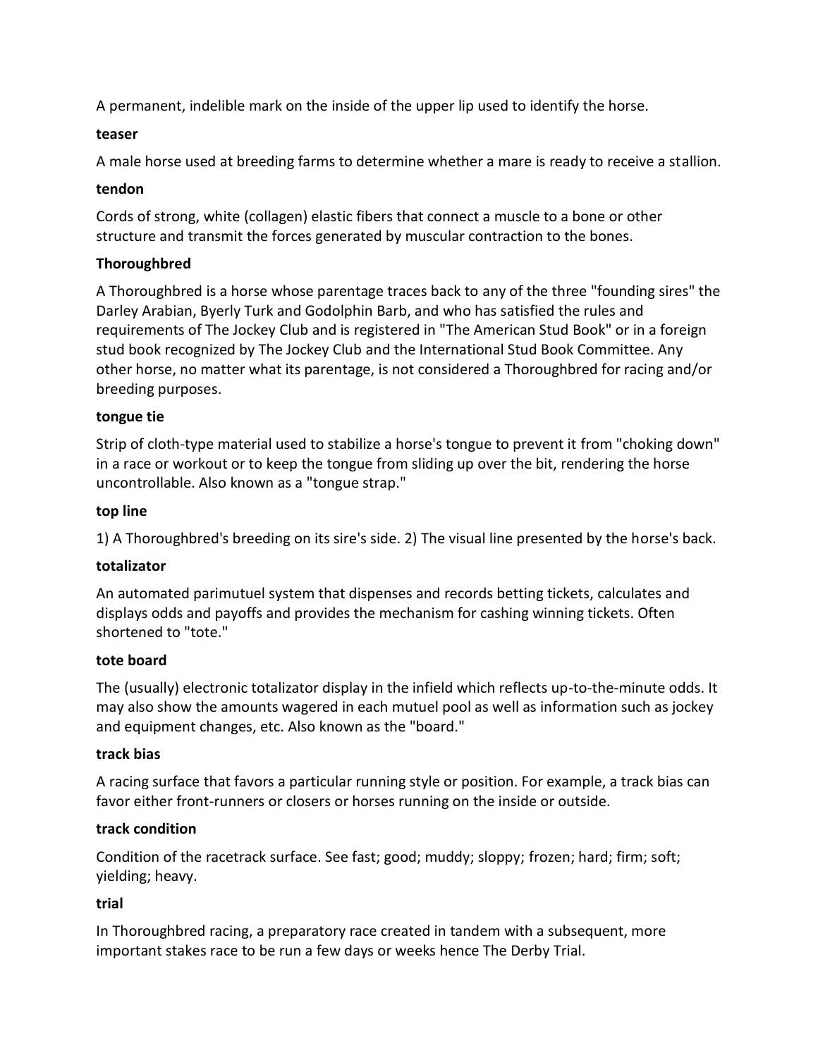A permanent, indelible mark on the inside of the upper lip used to identify the horse.

**teaser**

A male horse used at breeding farms to determine whether a mare is ready to receive a stallion.

**tendon**

Cords of strong, white (collagen) elastic fibers that connect a muscle to a bone or other structure and transmit the forces generated by muscular contraction to the bones.

**Thoroughbred**

A Thoroughbred is a horse whose parentage traces back to any of the three "founding sires" the Darley Arabian, Byerly Turk and Godolphin Barb, and who has satisfied the rules and requirements of The Jockey Club and is registered in "The American Stud Book" or in a foreign stud book recognized by The Jockey Club and the International Stud Book Committee. Any other horse, no matter what its parentage, is not considered a Thoroughbred for racing and/or breeding purposes.

**tongue tie**

Strip of cloth-type material used to stabilize a horse's tongue to prevent it from "choking down" in a race or workout or to keep the tongue from sliding up over the bit, rendering the horse uncontrollable. Also known as a "tongue strap."

**top line**

1) A Thoroughbred's breeding on its sire's side. 2) The visual line presented by the horse's back.

**totalizator**

An automated parimutuel system that dispenses and records betting tickets, calculates and displays odds and payoffs and provides the mechanism for cashing winning tickets. Often shortened to "tote."

**tote board**

The (usually) electronic totalizator display in the infield which reflects up-to-the-minute odds. It may also show the amounts wagered in each mutuel pool as well as information such as jockey and equipment changes, etc. Also known as the "board."

**track bias**

A racing surface that favors a particular running style or position. For example, a track bias can favor either front-runners or closers or horses running on the inside or outside.

**track condition**

Condition of the racetrack surface. See fast; good; muddy; sloppy; frozen; hard; firm; soft; yielding; heavy.

**trial**

In Thoroughbred racing, a preparatory race created in tandem with a subsequent, more important stakes race to be run a few days or weeks hence The Derby Trial.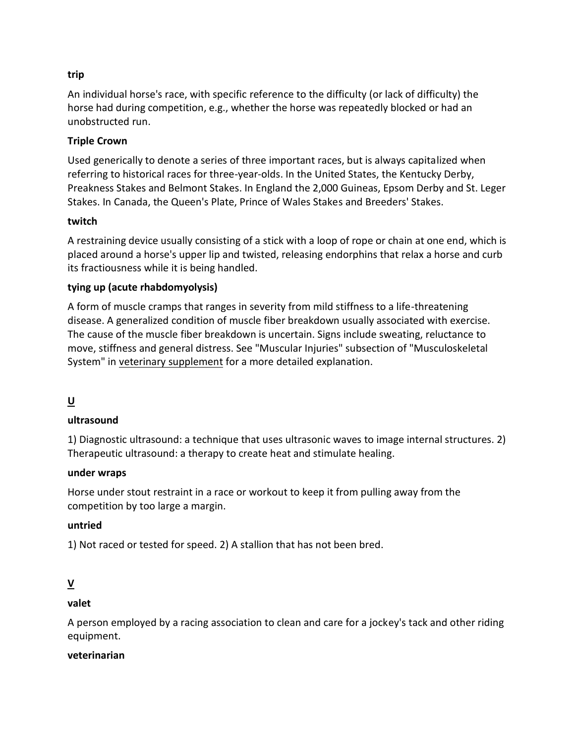**trip**

An individual horse's race, with specific reference to the difficulty (or lack of difficulty) the horse had during competition, e.g., whether the horse was repeatedly blocked or had an unobstructed run.

**Triple Crown**

Used generically to denote a series of three important races, but is always capitalized when referring to historical races for three-year-olds. In the United States, the Kentucky Derby, Preakness Stakes and Belmont Stakes. In England the 2,000 Guineas, Epsom Derby and St. Leger Stakes. In Canada, the Queen's Plate, Prince of Wales Stakes and Breeders' Stakes.

**twitch**

A restraining device usually consisting of a stick with a loop of rope or chain at one end, which is placed around a horse's upper lip and twisted, releasing endorphins that relax a horse and curb its fractiousness while it is being handled.

**tying up (acute rhabdomyolysis)**

A form of muscle cramps that ranges in severity from mild stiffness to a life-threatening disease. A generalized condition of muscle fiber breakdown usually associated with exercise. The cause of the muscle fiber breakdown is uncertain. Signs include sweating, reluctance to move, stiffness and general distress. See "Muscular Injuries" subsection of "Musculoskeletal System" in veterinary supplement for a more detailed explanation.

## U

**ultrasound**

1) Diagnostic ultrasound: a technique that uses ultrasonic waves to image internal structures. 2) Therapeutic ultrasound: a therapy to create heat and stimulate healing.

**under wraps**

Horse under stout restraint in a race or workout to keep it from pulling away from the competition by too large a margin.

**untried**

1) Not raced or tested for speed. 2) A stallion that has not been bred.

## V

**valet**

A person employed by a racing association to clean and care for a jockey's tack and other riding equipment.

**veterinarian**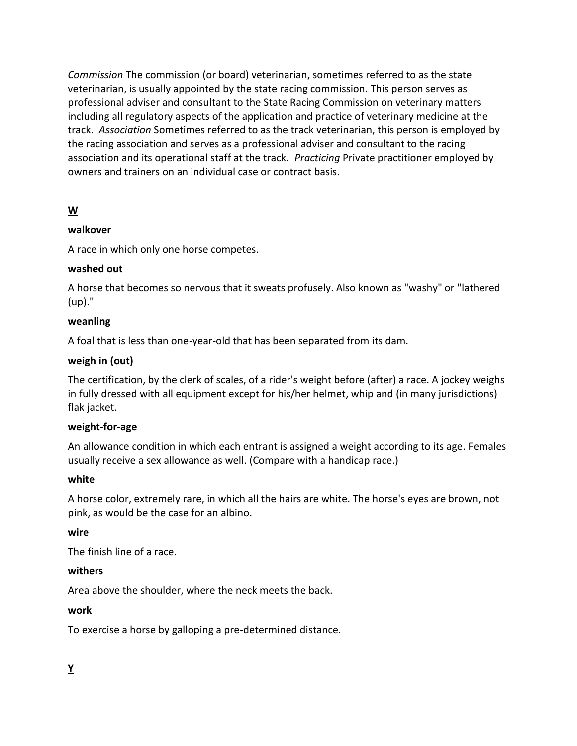*Commission* The commission (or board) veterinarian, sometimes referred to as the state veterinarian, is usually appointed by the state racing commission. This person serves as professional adviser and consultant to the State Racing Commission on veterinary matters including all regulatory aspects of the application and practice of veterinary medicine at the track. *Association* Sometimes referred to as the track veterinarian, this person is employed by the racing association and serves as a professional adviser and consultant to the racing association and its operational staff at the track. *Practicing* Private practitioner employed by owners and trainers on an individual case or contract basis.

## W

**walkover**

A race in which only one horse competes.

**washed out**

A horse that becomes so nervous that it sweats profusely. Also known as "washy" or "lathered (up)."

**weanling**

A foal that is less than one-year-old that has been separated from its dam.

**weigh in (out)**

The certification, by the clerk of scales, of a rider's weight before (after) a race. A jockey weighs in fully dressed with all equipment except for his/her helmet, whip and (in many jurisdictions) flak jacket.

**weight-for-age**

An allowance condition in which each entrant is assigned a weight according to its age. Females usually receive a sex allowance as well. (Compare with a handicap race.)

**white**

A horse color, extremely rare, in which all the hairs are white. The horse's eyes are brown, not pink, as would be the case for an albino.

**wire**

The finish line of a race.

**withers**

Area above the shoulder, where the neck meets the back.

**work**

To exercise a horse by galloping a pre-determined distance.

## Y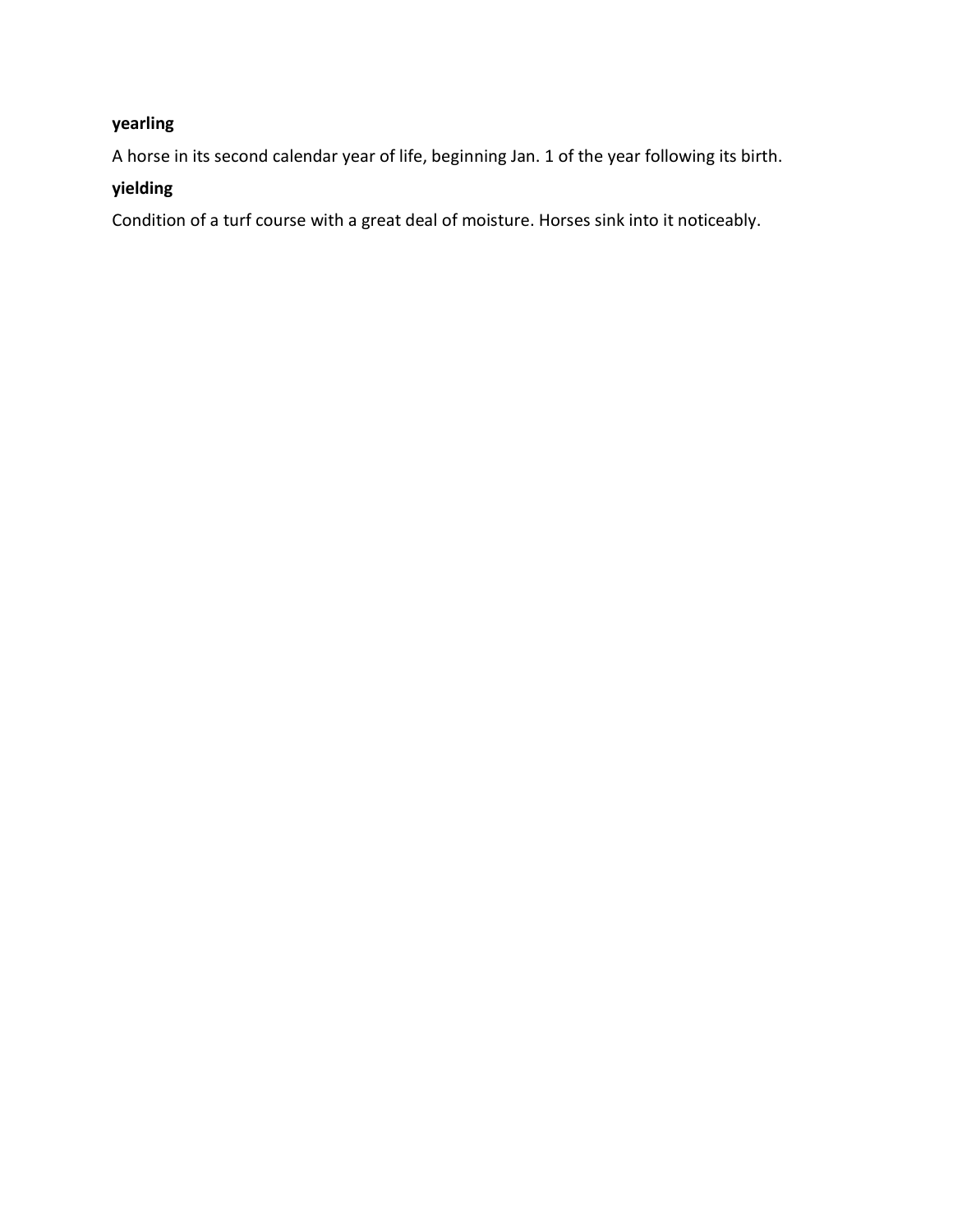**yearling**

A horse in its second calendar year of life, beginning Jan. 1 of the year following its birth.

**yielding**

Condition of a turf course with a great deal of moisture. Horses sink into it noticeably.